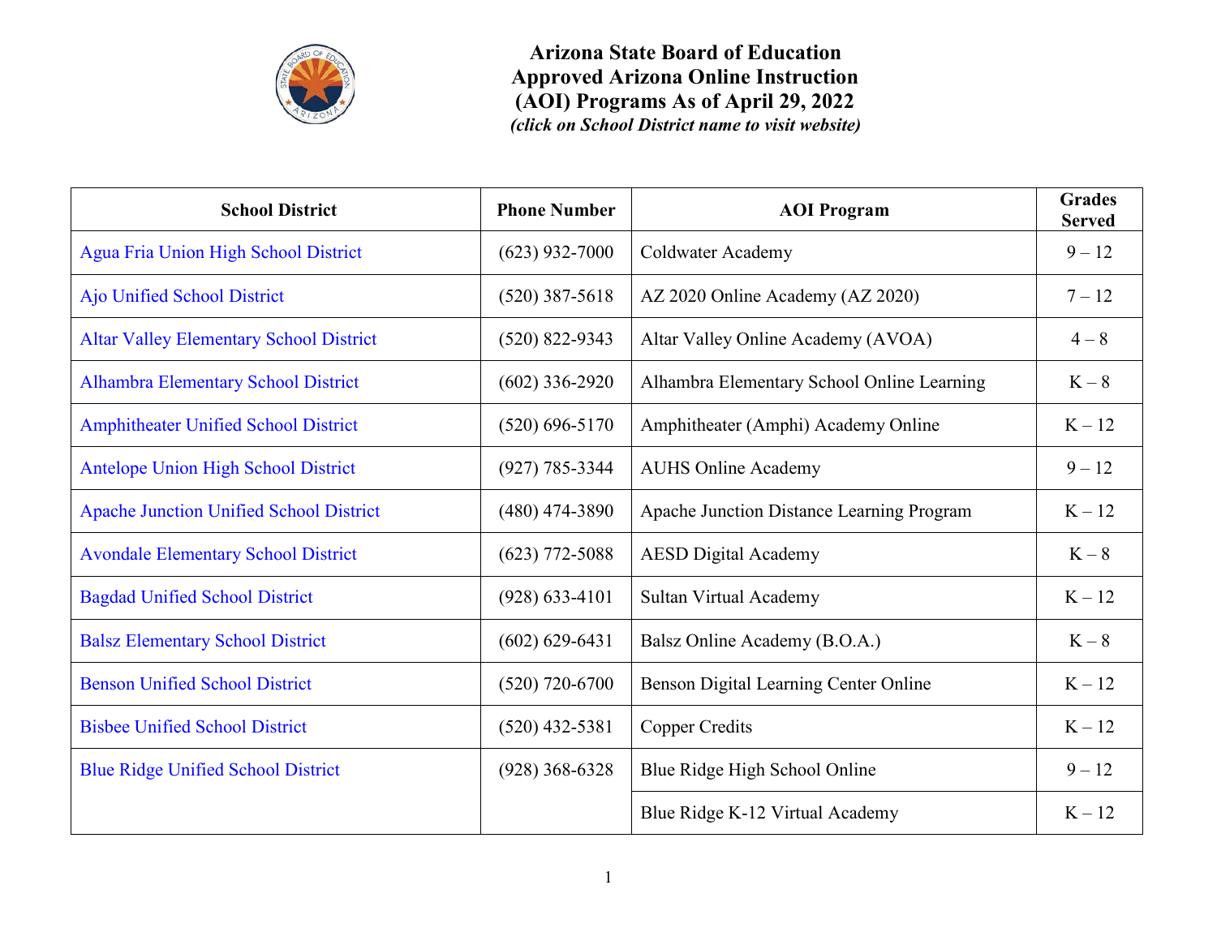# Arizona State Board of Education Approved Arizona Online Instruction (AOI) Programs As of April 29, 2022

*(click on School District name to visit website)*

| School District | Phone Number | AOI Program | Grades Served |
|---|---|---|---|
| Agua Fria Union High School District | (623) 932-7000 | Coldwater Academy | 9 – 12 |
| Ajo Unified School District | (520) 387-5618 | AZ 2020 Online Academy (AZ 2020) | 7 – 12 |
| Altar Valley Elementary School District | (520) 822-9343 | Altar Valley Online Academy (AVOA) | 4 – 8 |
| Alhambra Elementary School District | (602) 336-2920 | Alhambra Elementary School Online Learning | K – 8 |
| Amphitheater Unified School District | (520) 696-5170 | Amphitheater (Amphi) Academy Online | K – 12 |
| Antelope Union High School District | (927) 785-3344 | AUHS Online Academy | 9 – 12 |
| Apache Junction Unified School District | (480) 474-3890 | Apache Junction Distance Learning Program | K – 12 |
| Avondale Elementary School District | (623) 772-5088 | AESD Digital Academy | K – 8 |
| Bagdad Unified School District | (928) 633-4101 | Sultan Virtual Academy | K – 12 |
| Balsz Elementary School District | (602) 629-6431 | Balsz Online Academy (B.O.A.) | K – 8 |
| Benson Unified School District | (520) 720-6700 | Benson Digital Learning Center Online | K – 12 |
| Bisbee Unified School District | (520) 432-5381 | Copper Credits | K – 12 |
| Blue Ridge Unified School District | (928) 368-6328 | Blue Ridge High School Online | 9 – 12 |
| | | Blue Ridge K-12 Virtual Academy | K – 12 |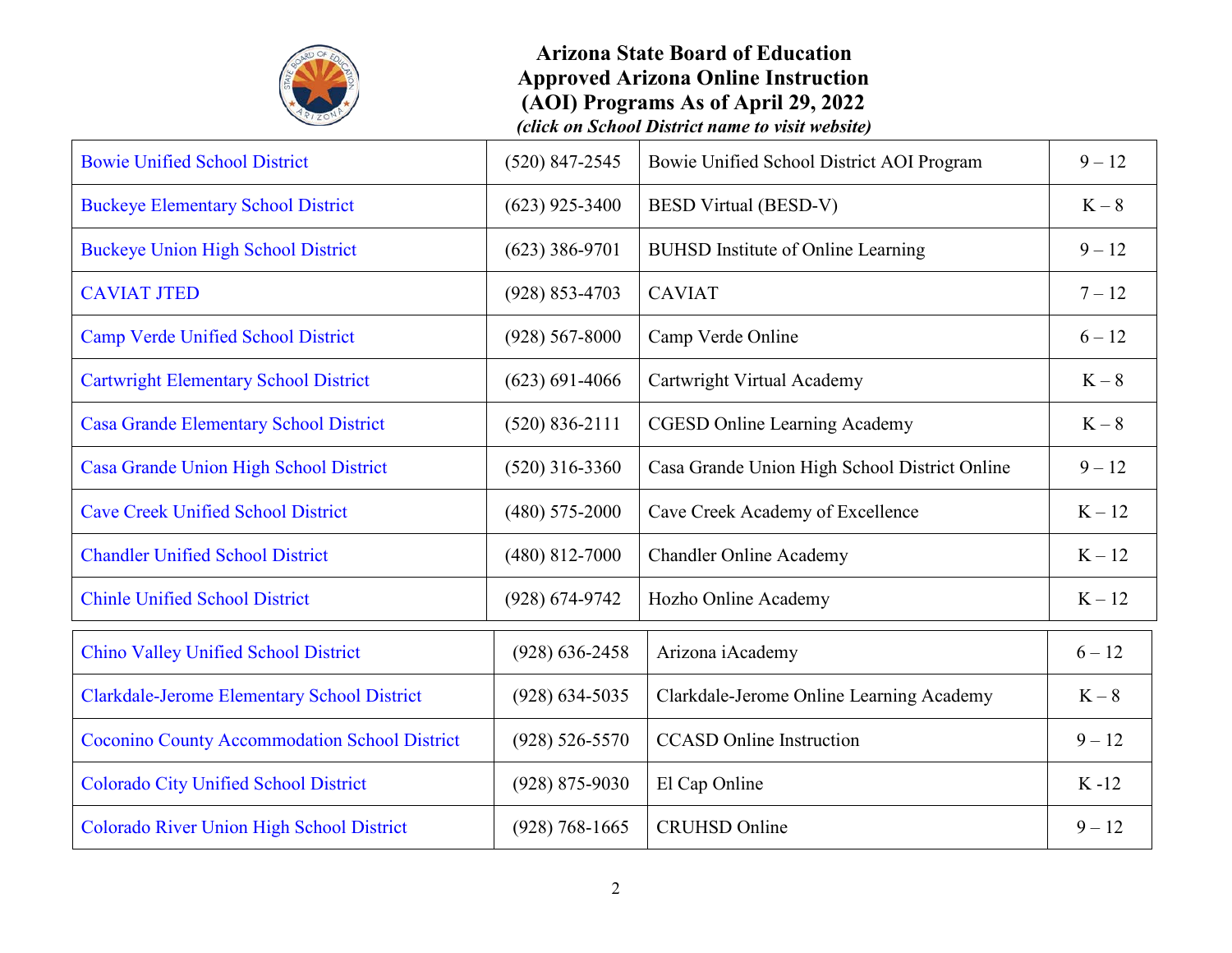**Arizona State Board of Education**
**Approved Arizona Online Instruction**
**(AOI) Programs As of April 29, 2022**
***(click on School District name to visit website)***

| School District | Phone | Program | Grades |
|---|---|---|---|
| Bowie Unified School District | (520) 847-2545 | Bowie Unified School District AOI Program | 9 – 12 |
| Buckeye Elementary School District | (623) 925-3400 | BESD Virtual (BESD-V) | K – 8 |
| Buckeye Union High School District | (623) 386-9701 | BUHSD Institute of Online Learning | 9 – 12 |
| CAVIAT JTED | (928) 853-4703 | CAVIAT | 7 – 12 |
| Camp Verde Unified School District | (928) 567-8000 | Camp Verde Online | 6 – 12 |
| Cartwright Elementary School District | (623) 691-4066 | Cartwright Virtual Academy | K – 8 |
| Casa Grande Elementary School District | (520) 836-2111 | CGESD Online Learning Academy | K – 8 |
| Casa Grande Union High School District | (520) 316-3360 | Casa Grande Union High School District Online | 9 – 12 |
| Cave Creek Unified School District | (480) 575-2000 | Cave Creek Academy of Excellence | K – 12 |
| Chandler Unified School District | (480) 812-7000 | Chandler Online Academy | K – 12 |
| Chinle Unified School District | (928) 674-9742 | Hozho Online Academy | K – 12 |
| Chino Valley Unified School District | (928) 636-2458 | Arizona iAcademy | 6 – 12 |
| Clarkdale-Jerome Elementary School District | (928) 634-5035 | Clarkdale-Jerome Online Learning Academy | K – 8 |
| Coconino County Accommodation School District | (928) 526-5570 | CCASD Online Instruction | 9 – 12 |
| Colorado City Unified School District | (928) 875-9030 | El Cap Online | K -12 |
| Colorado River Union High School District | (928) 768-1665 | CRUHSD Online | 9 – 12 |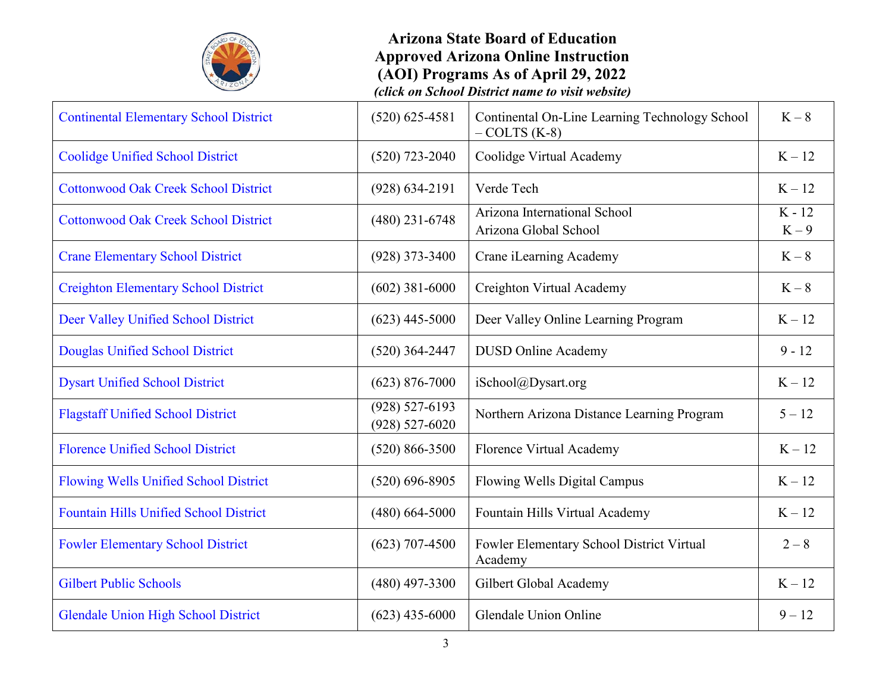**Arizona State Board of Education**
**Approved Arizona Online Instruction**
**(AOI) Programs As of April 29, 2022**
***(click on School District name to visit website)***

| | | | |
|---|---|---|---|
| Continental Elementary School District | (520) 625-4581 | Continental On-Line Learning Technology School – COLTS (K-8) | K – 8 |
| Coolidge Unified School District | (520) 723-2040 | Coolidge Virtual Academy | K – 12 |
| Cottonwood Oak Creek School District | (928) 634-2191 | Verde Tech | K – 12 |
| Cottonwood Oak Creek School District | (480) 231-6748 | Arizona International School<br>Arizona Global School | K - 12<br>K – 9 |
| Crane Elementary School District | (928) 373-3400 | Crane iLearning Academy | K – 8 |
| Creighton Elementary School District | (602) 381-6000 | Creighton Virtual Academy | K – 8 |
| Deer Valley Unified School District | (623) 445-5000 | Deer Valley Online Learning Program | K – 12 |
| Douglas Unified School District | (520) 364-2447 | DUSD Online Academy | 9 - 12 |
| Dysart Unified School District | (623) 876-7000 | iSchool@Dysart.org | K – 12 |
| Flagstaff Unified School District | (928) 527-6193<br>(928) 527-6020 | Northern Arizona Distance Learning Program | 5 – 12 |
| Florence Unified School District | (520) 866-3500 | Florence Virtual Academy | K – 12 |
| Flowing Wells Unified School District | (520) 696-8905 | Flowing Wells Digital Campus | K – 12 |
| Fountain Hills Unified School District | (480) 664-5000 | Fountain Hills Virtual Academy | K – 12 |
| Fowler Elementary School District | (623) 707-4500 | Fowler Elementary School District Virtual Academy | 2 – 8 |
| Gilbert Public Schools | (480) 497-3300 | Gilbert Global Academy | K – 12 |
| Glendale Union High School District | (623) 435-6000 | Glendale Union Online | 9 – 12 |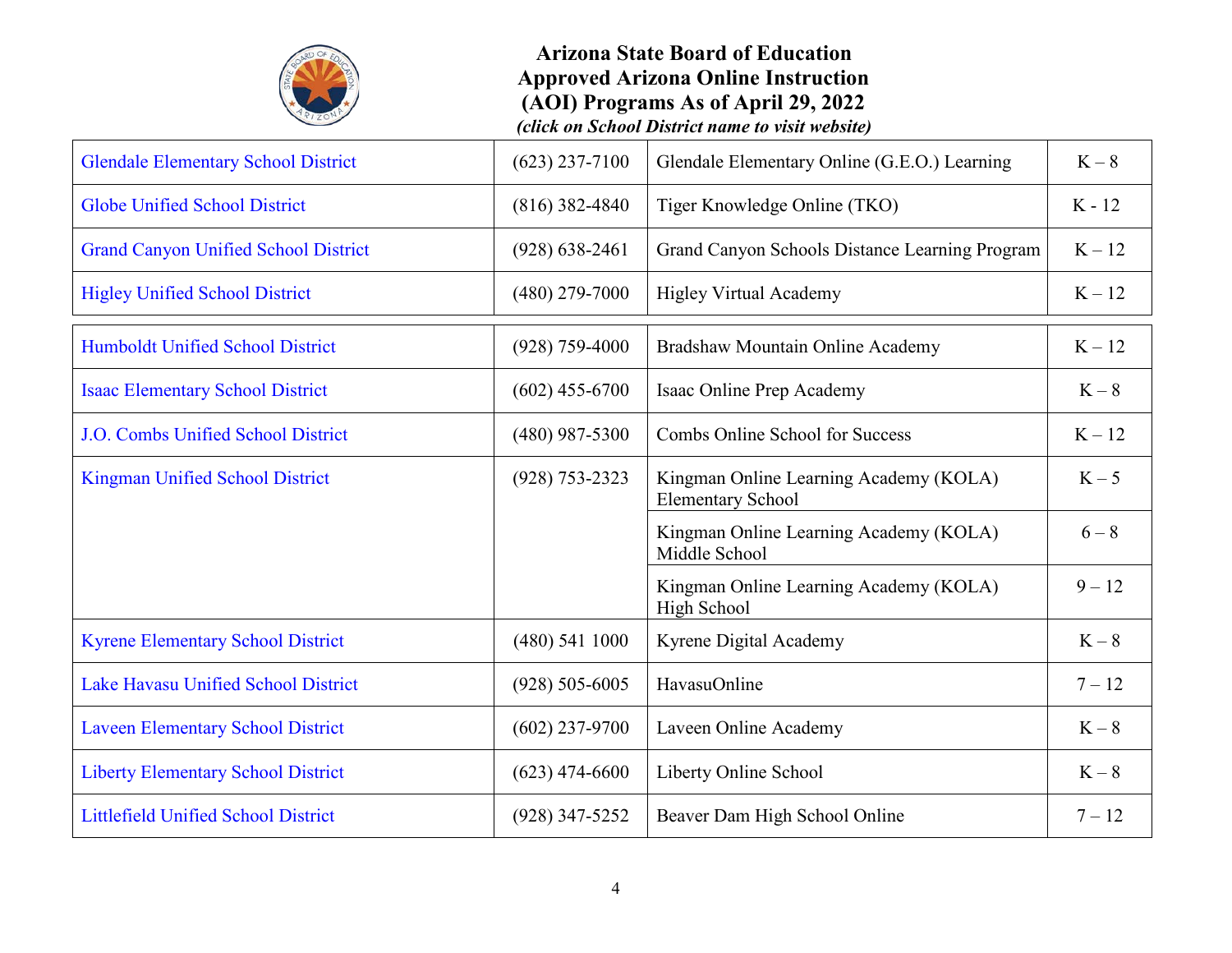**Arizona State Board of Education**
**Approved Arizona Online Instruction**
**(AOI) Programs As of April 29, 2022**
***(click on School District name to visit website)***

| | | | |
|---|---|---|---|
| Glendale Elementary School District | (623) 237-7100 | Glendale Elementary Online (G.E.O.) Learning | K – 8 |
| Globe Unified School District | (816) 382-4840 | Tiger Knowledge Online (TKO) | K - 12 |
| Grand Canyon Unified School District | (928) 638-2461 | Grand Canyon Schools Distance Learning Program | K – 12 |
| Higley Unified School District | (480) 279-7000 | Higley Virtual Academy | K – 12 |
| Humboldt Unified School District | (928) 759-4000 | Bradshaw Mountain Online Academy | K – 12 |
| Isaac Elementary School District | (602) 455-6700 | Isaac Online Prep Academy | K – 8 |
| J.O. Combs Unified School District | (480) 987-5300 | Combs Online School for Success | K – 12 |
| Kingman Unified School District | (928) 753-2323 | Kingman Online Learning Academy (KOLA) Elementary School | K – 5 |
| | | Kingman Online Learning Academy (KOLA) Middle School | 6 – 8 |
| | | Kingman Online Learning Academy (KOLA) High School | 9 – 12 |
| Kyrene Elementary School District | (480) 541 1000 | Kyrene Digital Academy | K – 8 |
| Lake Havasu Unified School District | (928) 505-6005 | HavasuOnline | 7 – 12 |
| Laveen Elementary School District | (602) 237-9700 | Laveen Online Academy | K – 8 |
| Liberty Elementary School District | (623) 474-6600 | Liberty Online School | K – 8 |
| Littlefield Unified School District | (928) 347-5252 | Beaver Dam High School Online | 7 – 12 |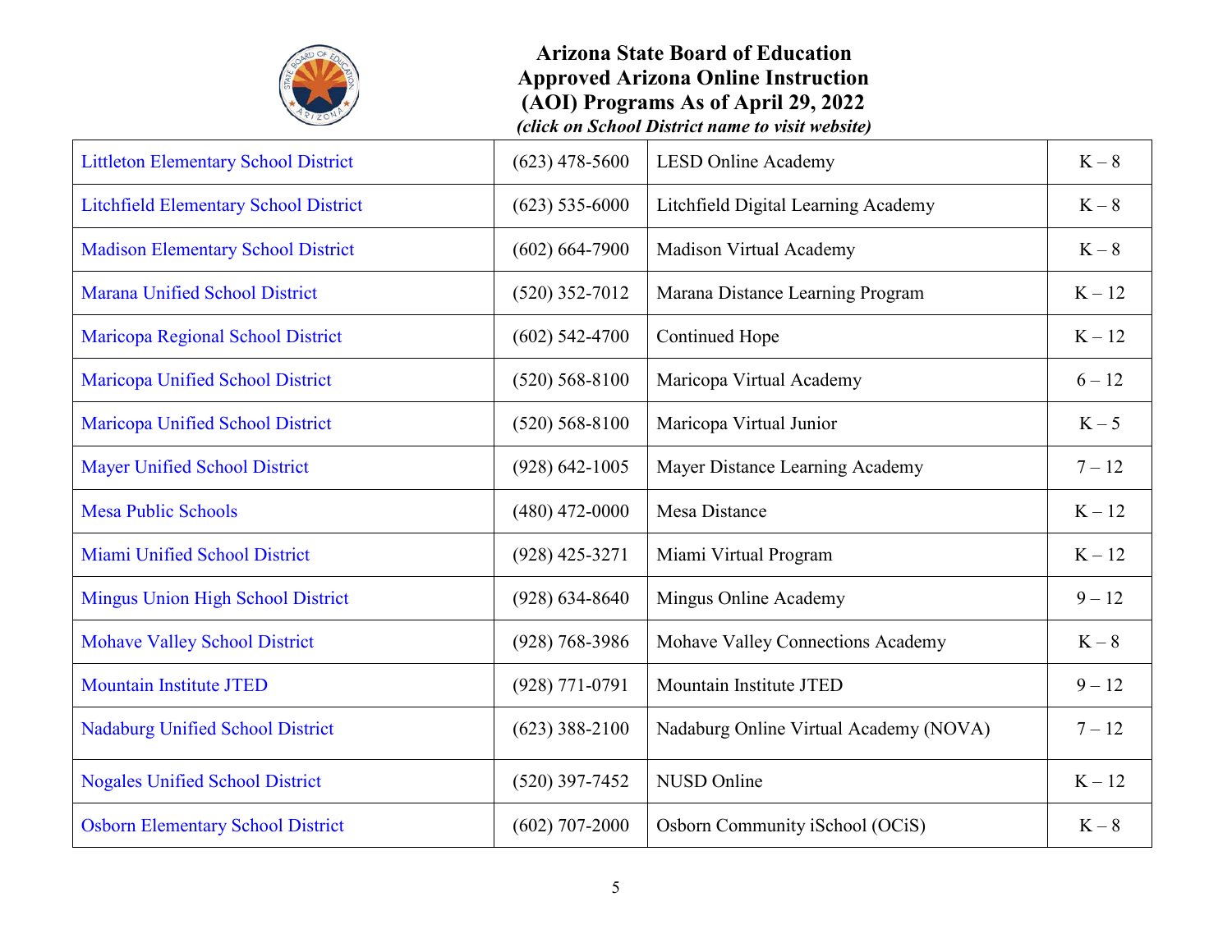# Arizona State Board of Education Approved Arizona Online Instruction (AOI) Programs As of April 29, 2022

*(click on School District name to visit website)*

| | | | |
|---|---|---|---|
| Littleton Elementary School District | (623) 478-5600 | LESD Online Academy | K – 8 |
| Litchfield Elementary School District | (623) 535-6000 | Litchfield Digital Learning Academy | K – 8 |
| Madison Elementary School District | (602) 664-7900 | Madison Virtual Academy | K – 8 |
| Marana Unified School District | (520) 352-7012 | Marana Distance Learning Program | K – 12 |
| Maricopa Regional School District | (602) 542-4700 | Continued Hope | K – 12 |
| Maricopa Unified School District | (520) 568-8100 | Maricopa Virtual Academy | 6 – 12 |
| Maricopa Unified School District | (520) 568-8100 | Maricopa Virtual Junior | K – 5 |
| Mayer Unified School District | (928) 642-1005 | Mayer Distance Learning Academy | 7 – 12 |
| Mesa Public Schools | (480) 472-0000 | Mesa Distance | K – 12 |
| Miami Unified School District | (928) 425-3271 | Miami Virtual Program | K – 12 |
| Mingus Union High School District | (928) 634-8640 | Mingus Online Academy | 9 – 12 |
| Mohave Valley School District | (928) 768-3986 | Mohave Valley Connections Academy | K – 8 |
| Mountain Institute JTED | (928) 771-0791 | Mountain Institute JTED | 9 – 12 |
| Nadaburg Unified School District | (623) 388-2100 | Nadaburg Online Virtual Academy (NOVA) | 7 – 12 |
| Nogales Unified School District | (520) 397-7452 | NUSD Online | K – 12 |
| Osborn Elementary School District | (602) 707-2000 | Osborn Community iSchool (OCiS) | K – 8 |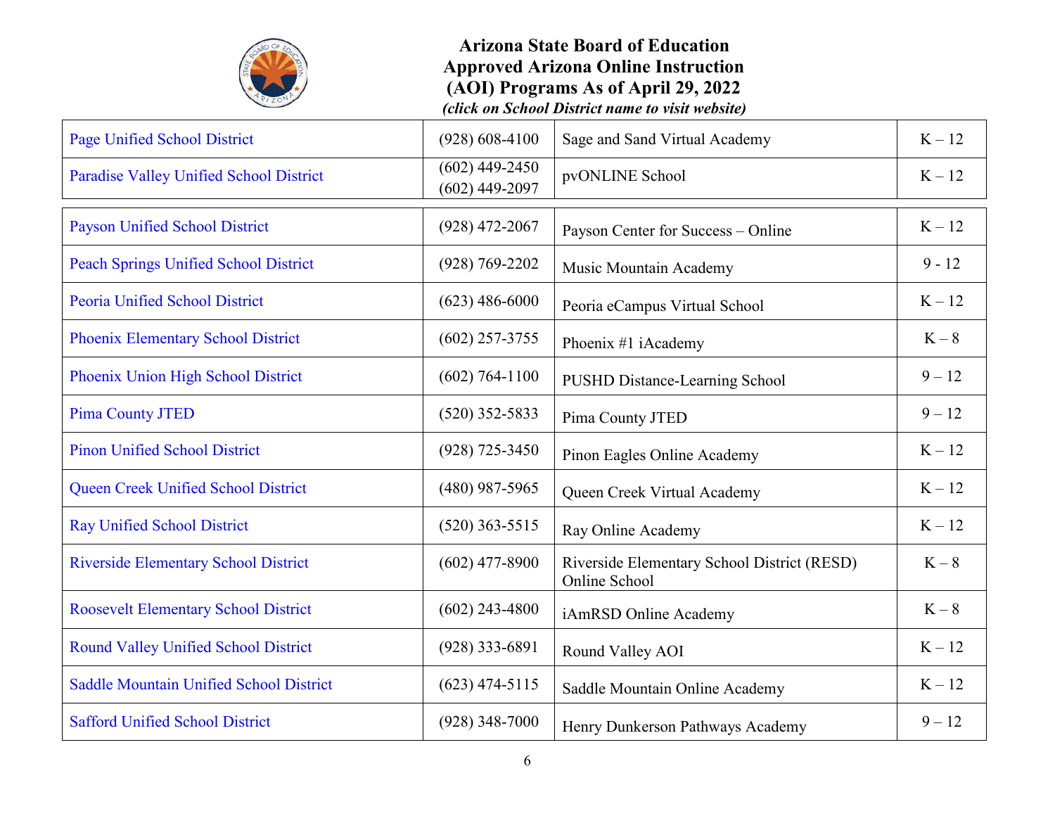**Arizona State Board of Education**
**Approved Arizona Online Instruction**
**(AOI) Programs As of April 29, 2022**
***(click on School District name to visit website)***

| School District | Phone | Program | Grades |
|---|---|---|---|
| Page Unified School District | (928) 608-4100 | Sage and Sand Virtual Academy | K – 12 |
| Paradise Valley Unified School District | (602) 449-2450<br>(602) 449-2097 | pvONLINE School | K – 12 |
| Payson Unified School District | (928) 472-2067 | Payson Center for Success – Online | K – 12 |
| Peach Springs Unified School District | (928) 769-2202 | Music Mountain Academy | 9 - 12 |
| Peoria Unified School District | (623) 486-6000 | Peoria eCampus Virtual School | K – 12 |
| Phoenix Elementary School District | (602) 257-3755 | Phoenix #1 iAcademy | K – 8 |
| Phoenix Union High School District | (602) 764-1100 | PUSHD Distance-Learning School | 9 – 12 |
| Pima County JTED | (520) 352-5833 | Pima County JTED | 9 – 12 |
| Pinon Unified School District | (928) 725-3450 | Pinon Eagles Online Academy | K – 12 |
| Queen Creek Unified School District | (480) 987-5965 | Queen Creek Virtual Academy | K – 12 |
| Ray Unified School District | (520) 363-5515 | Ray Online Academy | K – 12 |
| Riverside Elementary School District | (602) 477-8900 | Riverside Elementary School District (RESD) Online School | K – 8 |
| Roosevelt Elementary School District | (602) 243-4800 | iAmRSD Online Academy | K – 8 |
| Round Valley Unified School District | (928) 333-6891 | Round Valley AOI | K – 12 |
| Saddle Mountain Unified School District | (623) 474-5115 | Saddle Mountain Online Academy | K – 12 |
| Safford Unified School District | (928) 348-7000 | Henry Dunkerson Pathways Academy | 9 – 12 |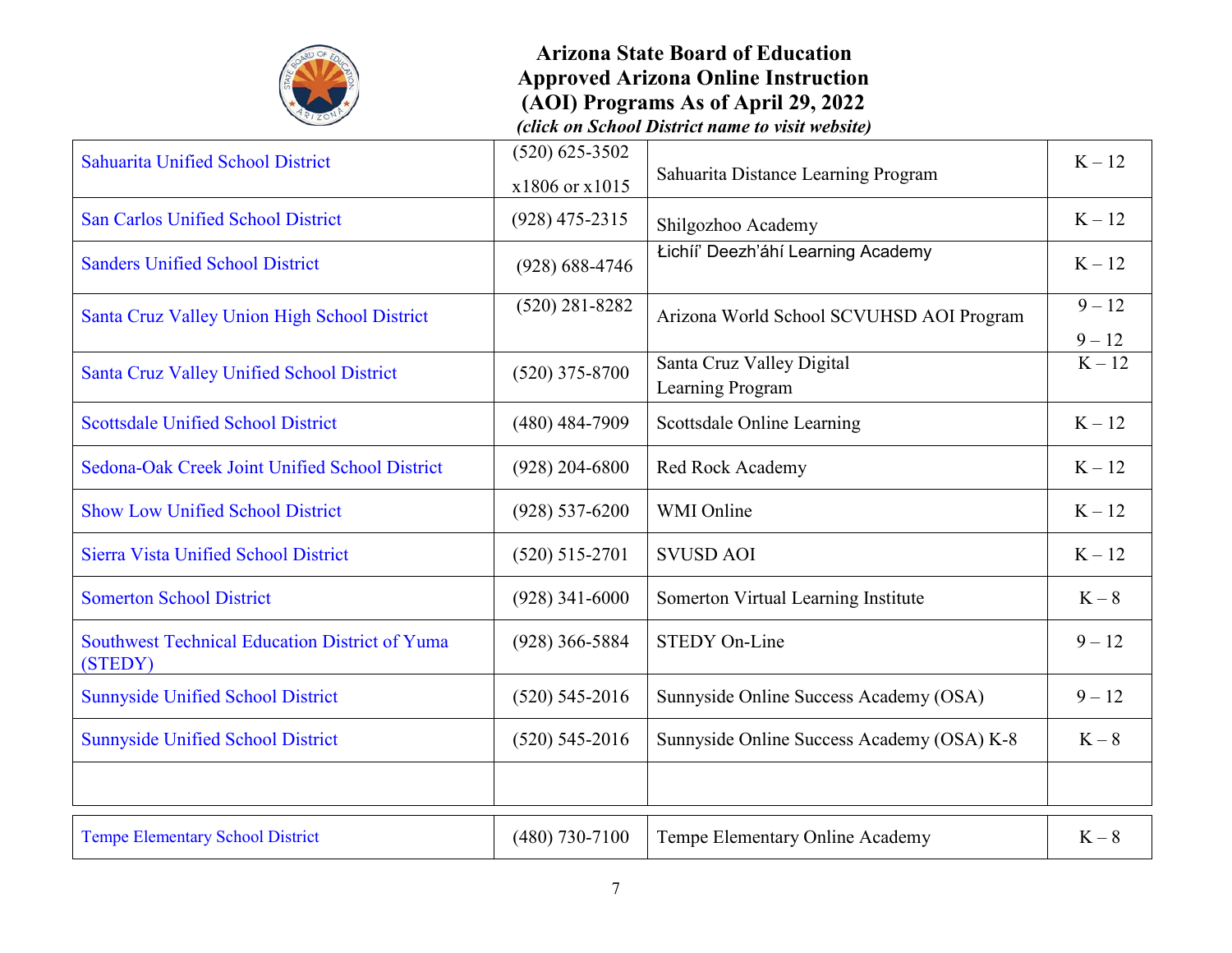# Arizona State Board of Education
# Approved Arizona Online Instruction (AOI) Programs As of April 29, 2022

*(click on School District name to visit website)*

| School District | Phone | Program | Grades |
|---|---|---|---|
| Sahuarita Unified School District | (520) 625-3502 x1806 or x1015 | Sahuarita Distance Learning Program | K – 12 |
| San Carlos Unified School District | (928) 475-2315 | Shilgozhoo Academy | K – 12 |
| Sanders Unified School District | (928) 688-4746 | Łichíí' Deezh'áhí Learning Academy | K – 12 |
| Santa Cruz Valley Union High School District | (520) 281-8282 | Arizona World School SCVUHSD AOI Program | 9 – 12<br>9 – 12 |
| Santa Cruz Valley Unified School District | (520) 375-8700 | Santa Cruz Valley Digital Learning Program | K – 12 |
| Scottsdale Unified School District | (480) 484-7909 | Scottsdale Online Learning | K – 12 |
| Sedona-Oak Creek Joint Unified School District | (928) 204-6800 | Red Rock Academy | K – 12 |
| Show Low Unified School District | (928) 537-6200 | WMI Online | K – 12 |
| Sierra Vista Unified School District | (520) 515-2701 | SVUSD AOI | K – 12 |
| Somerton School District | (928) 341-6000 | Somerton Virtual Learning Institute | K – 8 |
| Southwest Technical Education District of Yuma (STEDY) | (928) 366-5884 | STEDY On-Line | 9 – 12 |
| Sunnyside Unified School District | (520) 545-2016 | Sunnyside Online Success Academy (OSA) | 9 – 12 |
| Sunnyside Unified School District | (520) 545-2016 | Sunnyside Online Success Academy (OSA) K-8 | K – 8 |
| | | | |
| Tempe Elementary School District | (480) 730-7100 | Tempe Elementary Online Academy | K – 8 |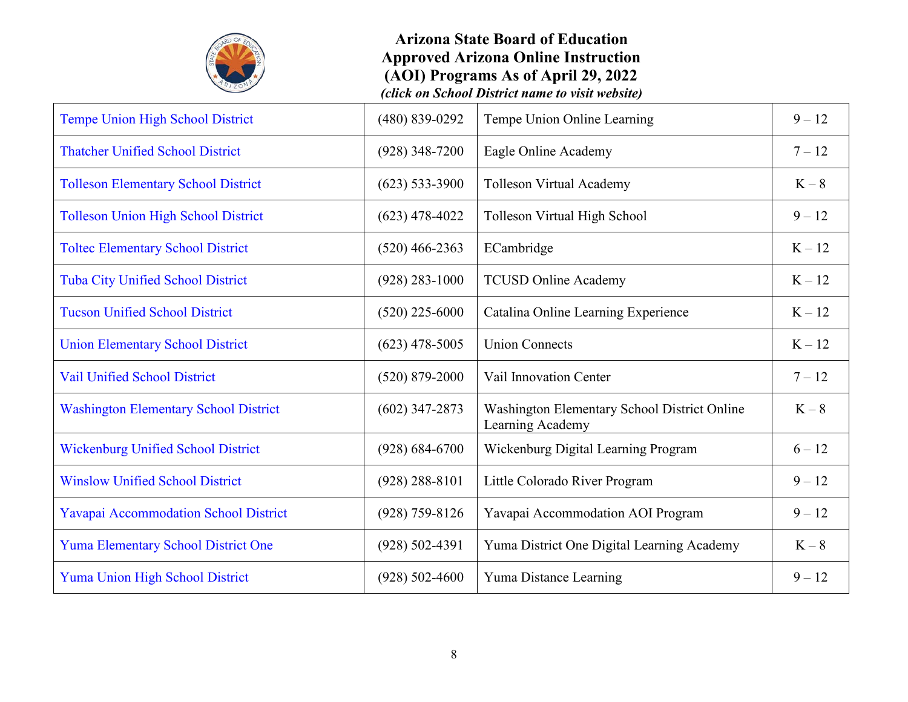**Arizona State Board of Education**
**Approved Arizona Online Instruction**
**(AOI) Programs As of April 29, 2022**
***(click on School District name to visit website)***

| | | | |
|---|---|---|---|
| Tempe Union High School District | (480) 839-0292 | Tempe Union Online Learning | 9 – 12 |
| Thatcher Unified School District | (928) 348-7200 | Eagle Online Academy | 7 – 12 |
| Tolleson Elementary School District | (623) 533-3900 | Tolleson Virtual Academy | K – 8 |
| Tolleson Union High School District | (623) 478-4022 | Tolleson Virtual High School | 9 – 12 |
| Toltec Elementary School District | (520) 466-2363 | ECambridge | K – 12 |
| Tuba City Unified School District | (928) 283-1000 | TCUSD Online Academy | K – 12 |
| Tucson Unified School District | (520) 225-6000 | Catalina Online Learning Experience | K – 12 |
| Union Elementary School District | (623) 478-5005 | Union Connects | K – 12 |
| Vail Unified School District | (520) 879-2000 | Vail Innovation Center | 7 – 12 |
| Washington Elementary School District | (602) 347-2873 | Washington Elementary School District Online Learning Academy | K – 8 |
| Wickenburg Unified School District | (928) 684-6700 | Wickenburg Digital Learning Program | 6 – 12 |
| Winslow Unified School District | (928) 288-8101 | Little Colorado River Program | 9 – 12 |
| Yavapai Accommodation School District | (928) 759-8126 | Yavapai Accommodation AOI Program | 9 – 12 |
| Yuma Elementary School District One | (928) 502-4391 | Yuma District One Digital Learning Academy | K – 8 |
| Yuma Union High School District | (928) 502-4600 | Yuma Distance Learning | 9 – 12 |